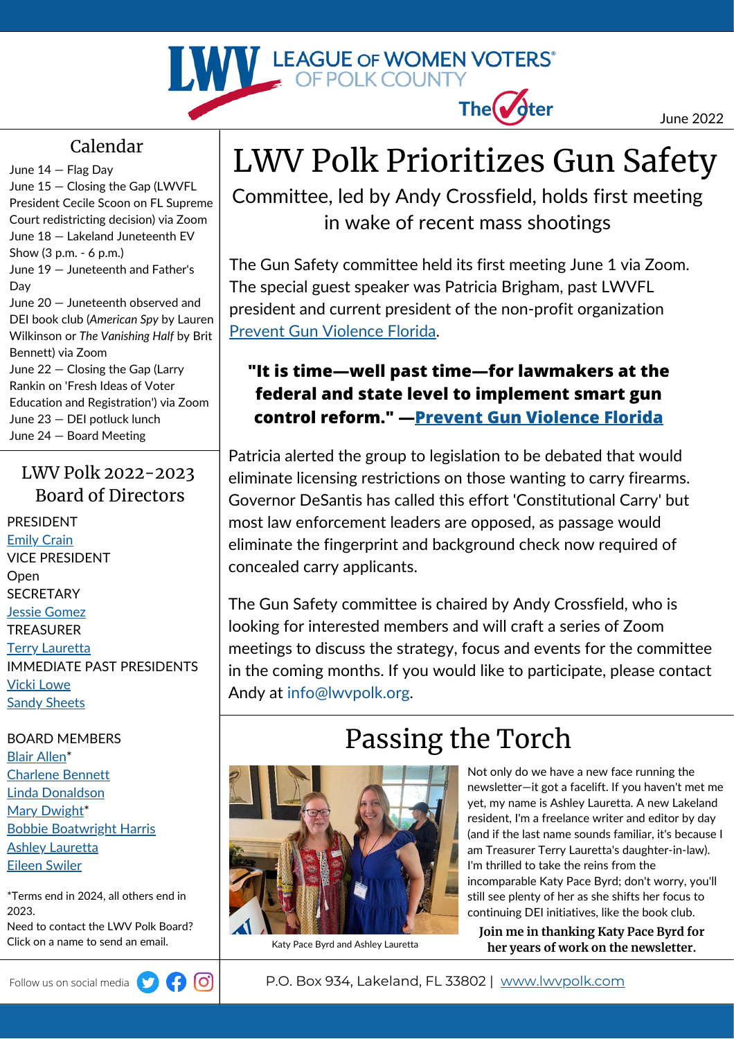LEAGUE OF WOMEN VOTERS® OF POLK COUNTY

The Voter

June 2022

## Calendar

June 14 — Flag Day
June 15 — Closing the Gap (LWVFL President Cecile Scoon on FL Supreme Court redistricting decision) via Zoom
June 18 — Lakeland Juneteenth EV Show (3 p.m. - 6 p.m.)
June 19 — Juneteenth and Father's Day
June 20 — Juneteenth observed and DEI book club (*American Spy* by Lauren Wilkinson or *The Vanishing Half* by Brit Bennett) via Zoom
June 22 — Closing the Gap (Larry Rankin on 'Fresh Ideas of Voter Education and Registration') via Zoom
June 23 — DEI potluck lunch
June 24 — Board Meeting

## LWV Polk 2022-2023 Board of Directors

PRESIDENT
Emily Crain
VICE PRESIDENT
Open
SECRETARY
Jessie Gomez
TREASURER
Terry Lauretta
IMMEDIATE PAST PRESIDENTS
Vicki Lowe
Sandy Sheets

BOARD MEMBERS
Blair Allen*
Charlene Bennett
Linda Donaldson
Mary Dwight*
Bobbie Boatwright Harris
Ashley Lauretta
Eileen Swiler

*Terms end in 2024, all others end in 2023.
Need to contact the LWV Polk Board? Click on a name to send an email.

Follow us on social media

# LWV Polk Prioritizes Gun Safety

### Committee, led by Andy Crossfield, holds first meeting in wake of recent mass shootings

The Gun Safety committee held its first meeting June 1 via Zoom. The special guest speaker was Patricia Brigham, past LWVFL president and current president of the non-profit organization Prevent Gun Violence Florida.

**"It is time—well past time—for lawmakers at the federal and state level to implement smart gun control reform." —Prevent Gun Violence Florida**

Patricia alerted the group to legislation to be debated that would eliminate licensing restrictions on those wanting to carry firearms. Governor DeSantis has called this effort 'Constitutional Carry' but most law enforcement leaders are opposed, as passage would eliminate the fingerprint and background check now required of concealed carry applicants.

The Gun Safety committee is chaired by Andy Crossfield, who is looking for interested members and will craft a series of Zoom meetings to discuss the strategy, focus and events for the committee in the coming months. If you would like to participate, please contact Andy at info@lwvpolk.org.

# Passing the Torch

Katy Pace Byrd and Ashley Lauretta

Not only do we have a new face running the newsletter—it got a facelift. If you haven't met me yet, my name is Ashley Lauretta. A new Lakeland resident, I'm a freelance writer and editor by day (and if the last name sounds familiar, it's because I am Treasurer Terry Lauretta's daughter-in-law). I'm thrilled to take the reins from the incomparable Katy Pace Byrd; don't worry, you'll still see plenty of her as she shifts her focus to continuing DEI initiatives, like the book club.

**Join me in thanking Katy Pace Byrd for her years of work on the newsletter.**

P.O. Box 934, Lakeland, FL 33802 | www.lwvpolk.com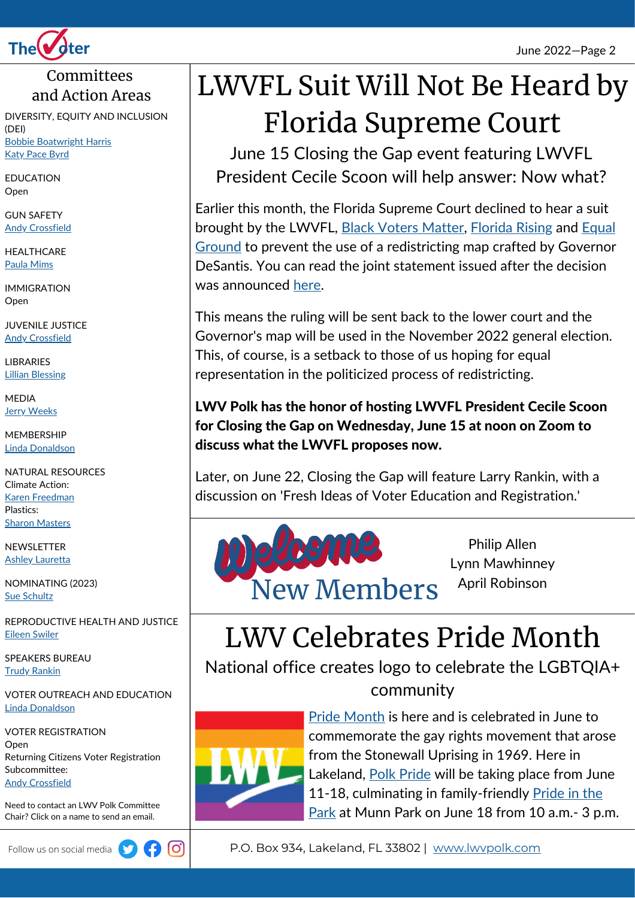## Committees and Action Areas

DIVERSITY, EQUITY AND INCLUSION (DEI)
Bobbie Boatwright Harris
Katy Pace Byrd

EDUCATION
Open

GUN SAFETY
Andy Crossfield

HEALTHCARE
Paula Mims

IMMIGRATION
Open

JUVENILE JUSTICE
Andy Crossfield

LIBRARIES
Lillian Blessing

MEDIA
Jerry Weeks

MEMBERSHIP
Linda Donaldson

NATURAL RESOURCES
Climate Action:
Karen Freedman
Plastics:
Sharon Masters

NEWSLETTER
Ashley Lauretta

NOMINATING (2023)
Sue Schultz

REPRODUCTIVE HEALTH AND JUSTICE
Eileen Swiler

SPEAKERS BUREAU
Trudy Rankin

VOTER OUTREACH AND EDUCATION
Linda Donaldson

VOTER REGISTRATION
Open
Returning Citizens Voter Registration Subcommittee:
Andy Crossfield

Need to contact an LWV Polk Committee Chair? Click on a name to send an email.

Follow us on social media

# LWVFL Suit Will Not Be Heard by Florida Supreme Court

### June 15 Closing the Gap event featuring LWVFL President Cecile Scoon will help answer: Now what?

Earlier this month, the Florida Supreme Court declined to hear a suit brought by the LWVFL, Black Voters Matter, Florida Rising and Equal Ground to prevent the use of a redistricting map crafted by Governor DeSantis. You can read the joint statement issued after the decision was announced here.

This means the ruling will be sent back to the lower court and the Governor's map will be used in the November 2022 general election. This, of course, is a setback to those of us hoping for equal representation in the politicized process of redistricting.

**LWV Polk has the honor of hosting LWVFL President Cecile Scoon for Closing the Gap on Wednesday, June 15 at noon on Zoom to discuss what the LWVFL proposes now.**

Later, on June 22, Closing the Gap will feature Larry Rankin, with a discussion on 'Fresh Ideas of Voter Education and Registration.'

## Welcome New Members

Philip Allen
Lynn Mawhinney
April Robinson

# LWV Celebrates Pride Month

### National office creates logo to celebrate the LGBTQIA+ community

Pride Month is here and is celebrated in June to commemorate the gay rights movement that arose from the Stonewall Uprising in 1969. Here in Lakeland, Polk Pride will be taking place from June 11-18, culminating in family-friendly Pride in the Park at Munn Park on June 18 from 10 a.m.- 3 p.m.

P.O. Box 934, Lakeland, FL 33802 | www.lwvpolk.com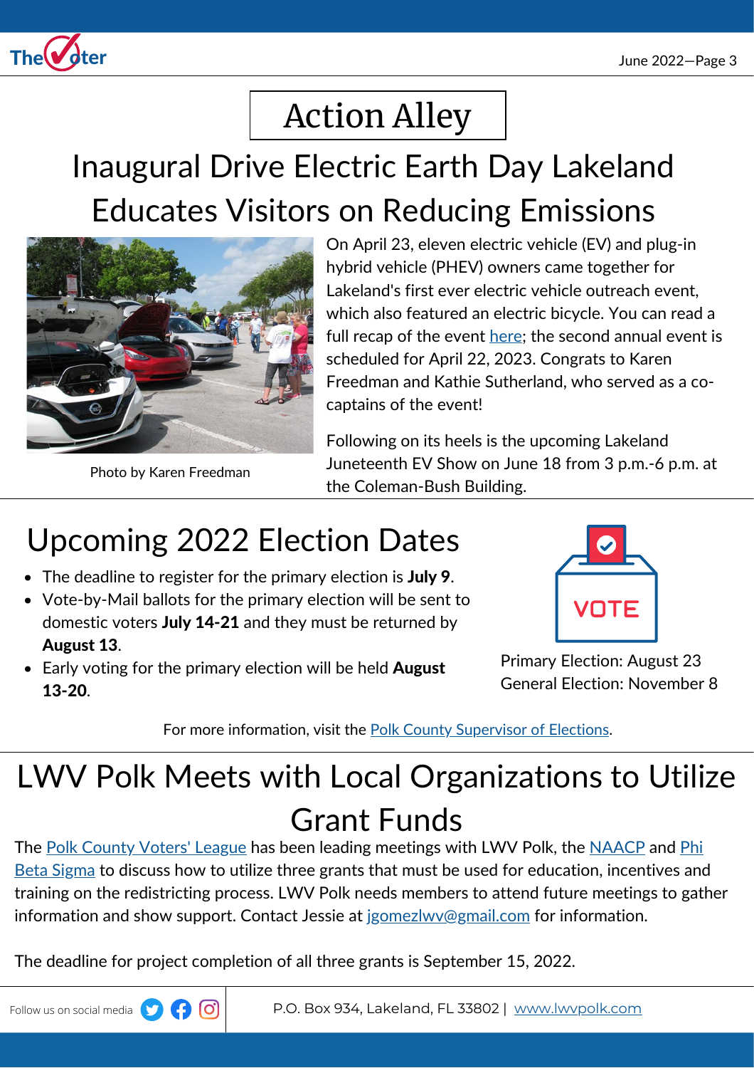# Action Alley

## Inaugural Drive Electric Earth Day Lakeland Educates Visitors on Reducing Emissions

Photo by Karen Freedman

On April 23, eleven electric vehicle (EV) and plug-in hybrid vehicle (PHEV) owners came together for Lakeland's first ever electric vehicle outreach event, which also featured an electric bicycle. You can read a full recap of the event here; the second annual event is scheduled for April 22, 2023. Congrats to Karen Freedman and Kathie Sutherland, who served as a co-captains of the event!

Following on its heels is the upcoming Lakeland Juneteenth EV Show on June 18 from 3 p.m.-6 p.m. at the Coleman-Bush Building.

## Upcoming 2022 Election Dates

- The deadline to register for the primary election is **July 9**.
- Vote-by-Mail ballots for the primary election will be sent to domestic voters **July 14-21** and they must be returned by **August 13**.
- Early voting for the primary election will be held **August 13-20**.

Primary Election: August 23
General Election: November 8

For more information, visit the Polk County Supervisor of Elections.

## LWV Polk Meets with Local Organizations to Utilize Grant Funds

The Polk County Voters' League has been leading meetings with LWV Polk, the NAACP and Phi Beta Sigma to discuss how to utilize three grants that must be used for education, incentives and training on the redistricting process. LWV Polk needs members to attend future meetings to gather information and show support. Contact Jessie at jgomezlwv@gmail.com for information.

The deadline for project completion of all three grants is September 15, 2022.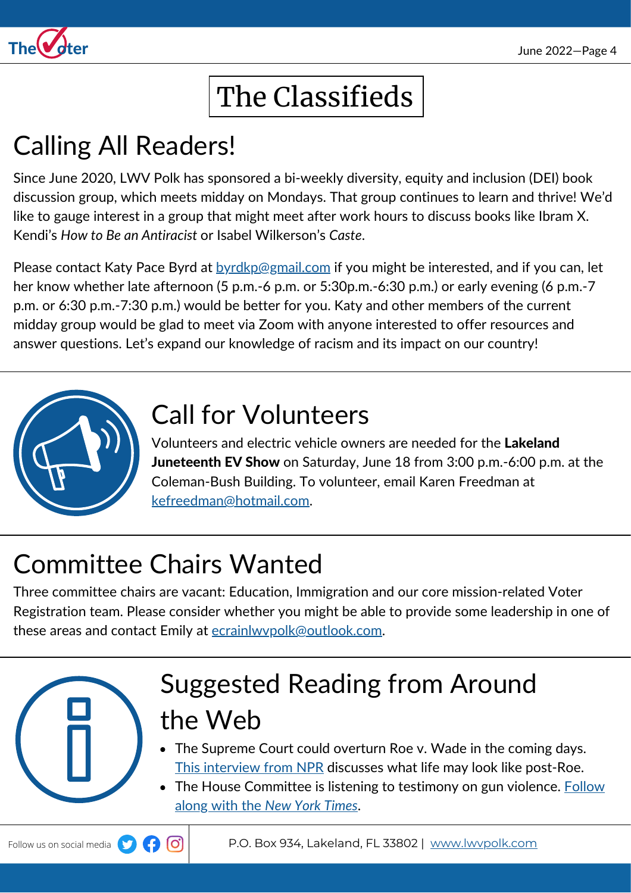# The Classifieds

## Calling All Readers!

Since June 2020, LWV Polk has sponsored a bi-weekly diversity, equity and inclusion (DEI) book discussion group, which meets midday on Mondays. That group continues to learn and thrive! We'd like to gauge interest in a group that might meet after work hours to discuss books like Ibram X. Kendi's *How to Be an Antiracist* or Isabel Wilkerson's *Caste*.

Please contact Katy Pace Byrd at byrdkp@gmail.com if you might be interested, and if you can, let her know whether late afternoon (5 p.m.-6 p.m. or 5:30p.m.-6:30 p.m.) or early evening (6 p.m.-7 p.m. or 6:30 p.m.-7:30 p.m.) would be better for you. Katy and other members of the current midday group would be glad to meet via Zoom with anyone interested to offer resources and answer questions. Let's expand our knowledge of racism and its impact on our country!

## Call for Volunteers

Volunteers and electric vehicle owners are needed for the **Lakeland Juneteenth EV Show** on Saturday, June 18 from 3:00 p.m.-6:00 p.m. at the Coleman-Bush Building. To volunteer, email Karen Freedman at kefreedman@hotmail.com.

## Committee Chairs Wanted

Three committee chairs are vacant: Education, Immigration and our core mission-related Voter Registration team. Please consider whether you might be able to provide some leadership in one of these areas and contact Emily at ecrainlwvpolk@outlook.com.

## Suggested Reading from Around the Web

- The Supreme Court could overturn Roe v. Wade in the coming days. This interview from NPR discusses what life may look like post-Roe.
- The House Committee is listening to testimony on gun violence. Follow along with the *New York Times*.

Follow us on social media | P.O. Box 934, Lakeland, FL 33802 | www.lwvpolk.com